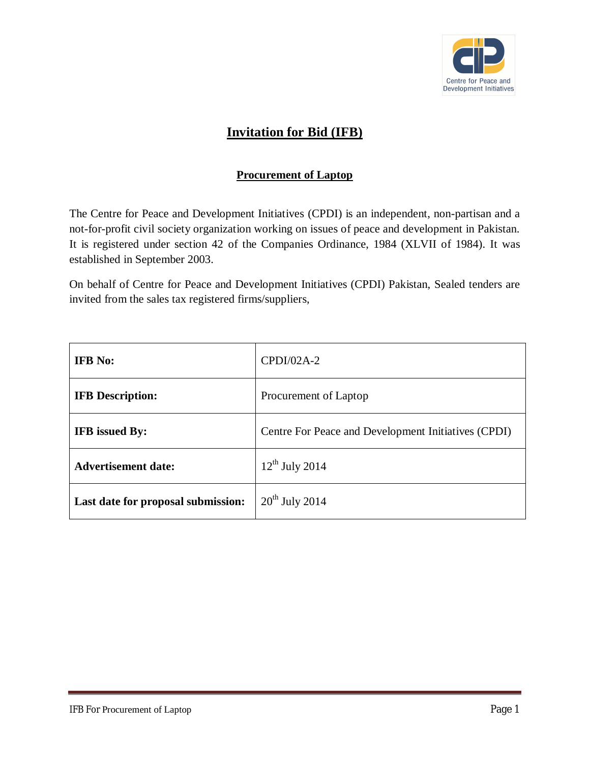# Invitation for Bid (IFB)

## Procurement of Laptop

The Centre for Peace and Development Initiatives (CPDI) is an independent, non-partisan and a not-for-profit civil society organization working on issues of peace and development in Pakistan. It is registered under section 42 of the Companies Ordinance, 1984 (XLVII of 1984). It was established in September 2003.

On behalf of Centre for Peace and Development Initiatives (CPDI) Pakistan, Sealed tenders are invited from the sales tax registered firms/suppliers,

| | |
|---|---|
| **IFB No:** | CPDI/02A-2 |
| **IFB Description:** | Procurement of Laptop |
| **IFB issued By:** | Centre For Peace and Development Initiatives (CPDI) |
| **Advertisement date:** | 12th July 2014 |
| **Last date for proposal submission:** | 20th July 2014 |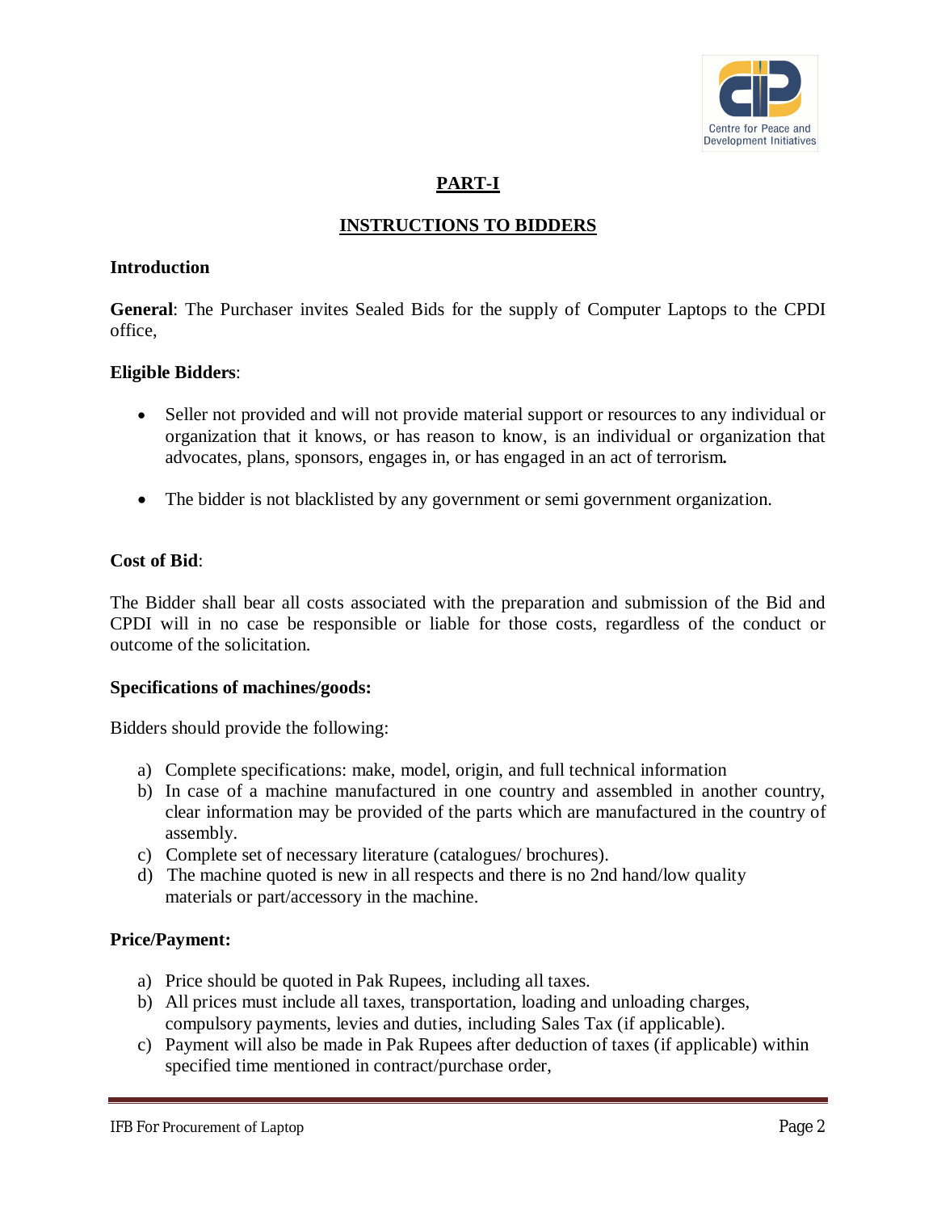# PART-I

## INSTRUCTIONS TO BIDDERS

### Introduction

**General**: The Purchaser invites Sealed Bids for the supply of Computer Laptops to the CPDI office,

**Eligible Bidders**:

- Seller not provided and will not provide material support or resources to any individual or organization that it knows, or has reason to know, is an individual or organization that advocates, plans, sponsors, engages in, or has engaged in an act of terrorism.
- The bidder is not blacklisted by any government or semi government organization.

**Cost of Bid**:

The Bidder shall bear all costs associated with the preparation and submission of the Bid and CPDI will in no case be responsible or liable for those costs, regardless of the conduct or outcome of the solicitation.

**Specifications of machines/goods:**

Bidders should provide the following:

a) Complete specifications: make, model, origin, and full technical information
b) In case of a machine manufactured in one country and assembled in another country, clear information may be provided of the parts which are manufactured in the country of assembly.
c) Complete set of necessary literature (catalogues/ brochures).
d) The machine quoted is new in all respects and there is no 2nd hand/low quality materials or part/accessory in the machine.

**Price/Payment:**

a) Price should be quoted in Pak Rupees, including all taxes.
b) All prices must include all taxes, transportation, loading and unloading charges, compulsory payments, levies and duties, including Sales Tax (if applicable).
c) Payment will also be made in Pak Rupees after deduction of taxes (if applicable) within specified time mentioned in contract/purchase order,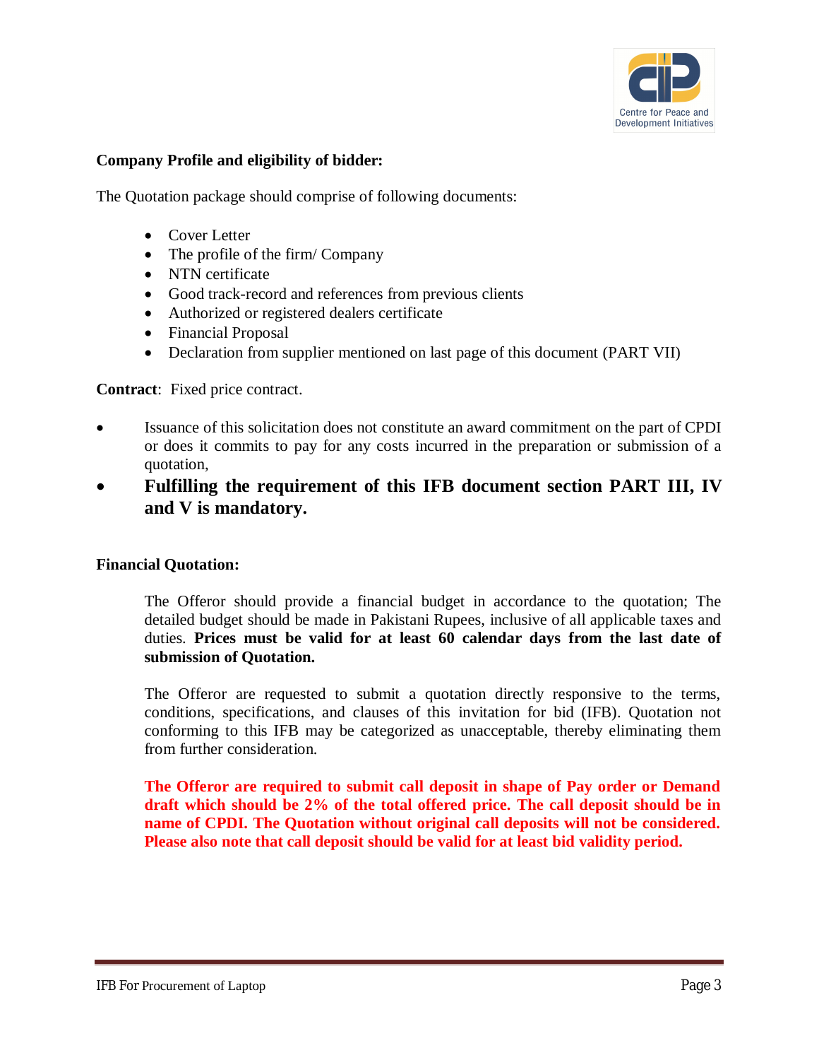**Company Profile and eligibility of bidder:**

The Quotation package should comprise of following documents:

- Cover Letter
- The profile of the firm/ Company
- NTN certificate
- Good track-record and references from previous clients
- Authorized or registered dealers certificate
- Financial Proposal
- Declaration from supplier mentioned on last page of this document (PART VII)

**Contract**: Fixed price contract.

- Issuance of this solicitation does not constitute an award commitment on the part of CPDI or does it commits to pay for any costs incurred in the preparation or submission of a quotation,
- **Fulfilling the requirement of this IFB document section PART III, IV and V is mandatory.**

**Financial Quotation:**

The Offeror should provide a financial budget in accordance to the quotation; The detailed budget should be made in Pakistani Rupees, inclusive of all applicable taxes and duties. **Prices must be valid for at least 60 calendar days from the last date of submission of Quotation.**

The Offeror are requested to submit a quotation directly responsive to the terms, conditions, specifications, and clauses of this invitation for bid (IFB). Quotation not conforming to this IFB may be categorized as unacceptable, thereby eliminating them from further consideration.

**The Offeror are required to submit call deposit in shape of Pay order or Demand draft which should be 2% of the total offered price. The call deposit should be in name of CPDI. The Quotation without original call deposits will not be considered. Please also note that call deposit should be valid for at least bid validity period.**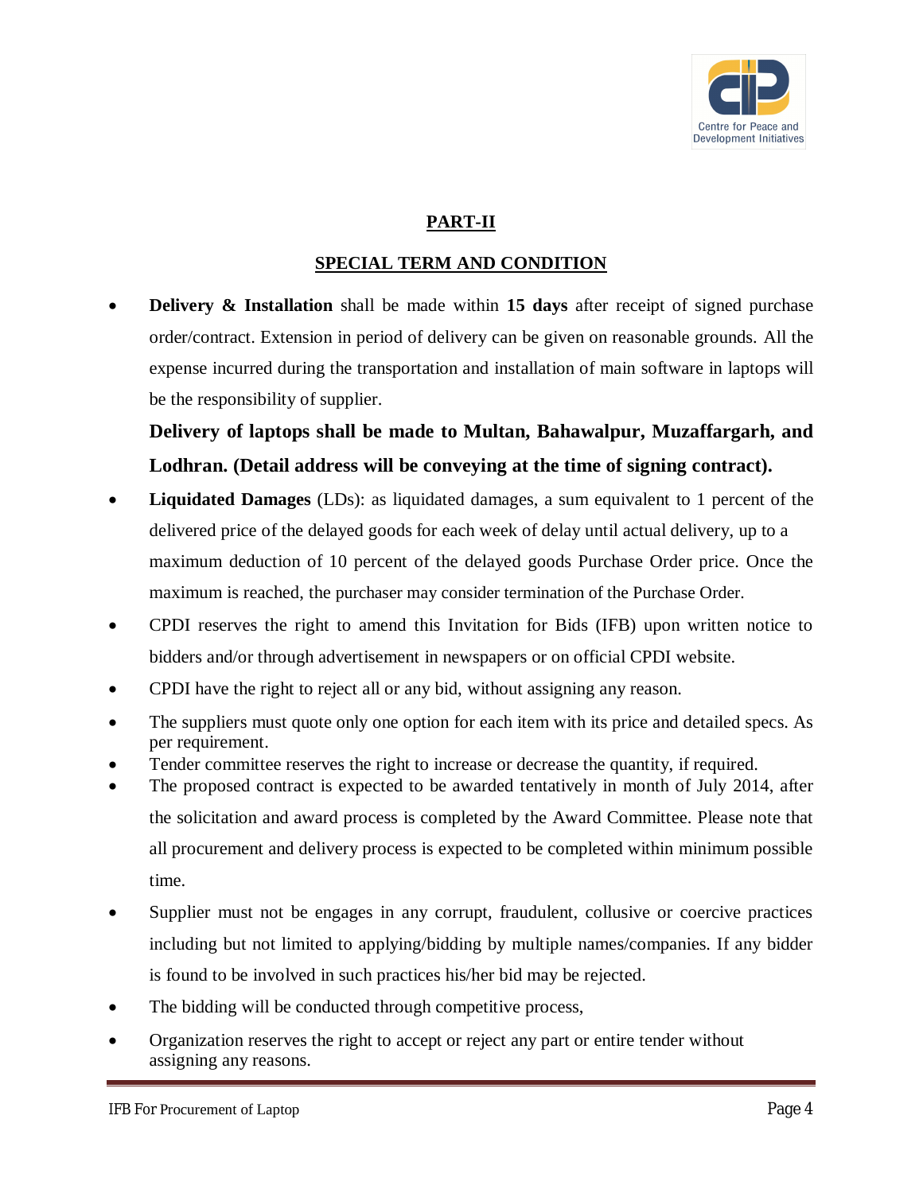## PART-II

## SPECIAL TERM AND CONDITION

- **Delivery & Installation** shall be made within **15 days** after receipt of signed purchase order/contract. Extension in period of delivery can be given on reasonable grounds. All the expense incurred during the transportation and installation of main software in laptops will be the responsibility of supplier.

  **Delivery of laptops shall be made to Multan, Bahawalpur, Muzaffargarh, and Lodhran. (Detail address will be conveying at the time of signing contract).**

- **Liquidated Damages** (LDs): as liquidated damages, a sum equivalent to 1 percent of the delivered price of the delayed goods for each week of delay until actual delivery, up to a maximum deduction of 10 percent of the delayed goods Purchase Order price. Once the maximum is reached, the purchaser may consider termination of the Purchase Order.
- CPDI reserves the right to amend this Invitation for Bids (IFB) upon written notice to bidders and/or through advertisement in newspapers or on official CPDI website.
- CPDI have the right to reject all or any bid, without assigning any reason.
- The suppliers must quote only one option for each item with its price and detailed specs. As per requirement.
- Tender committee reserves the right to increase or decrease the quantity, if required.
- The proposed contract is expected to be awarded tentatively in month of July 2014, after the solicitation and award process is completed by the Award Committee. Please note that all procurement and delivery process is expected to be completed within minimum possible time.
- Supplier must not be engages in any corrupt, fraudulent, collusive or coercive practices including but not limited to applying/bidding by multiple names/companies. If any bidder is found to be involved in such practices his/her bid may be rejected.
- The bidding will be conducted through competitive process,
- Organization reserves the right to accept or reject any part or entire tender without assigning any reasons.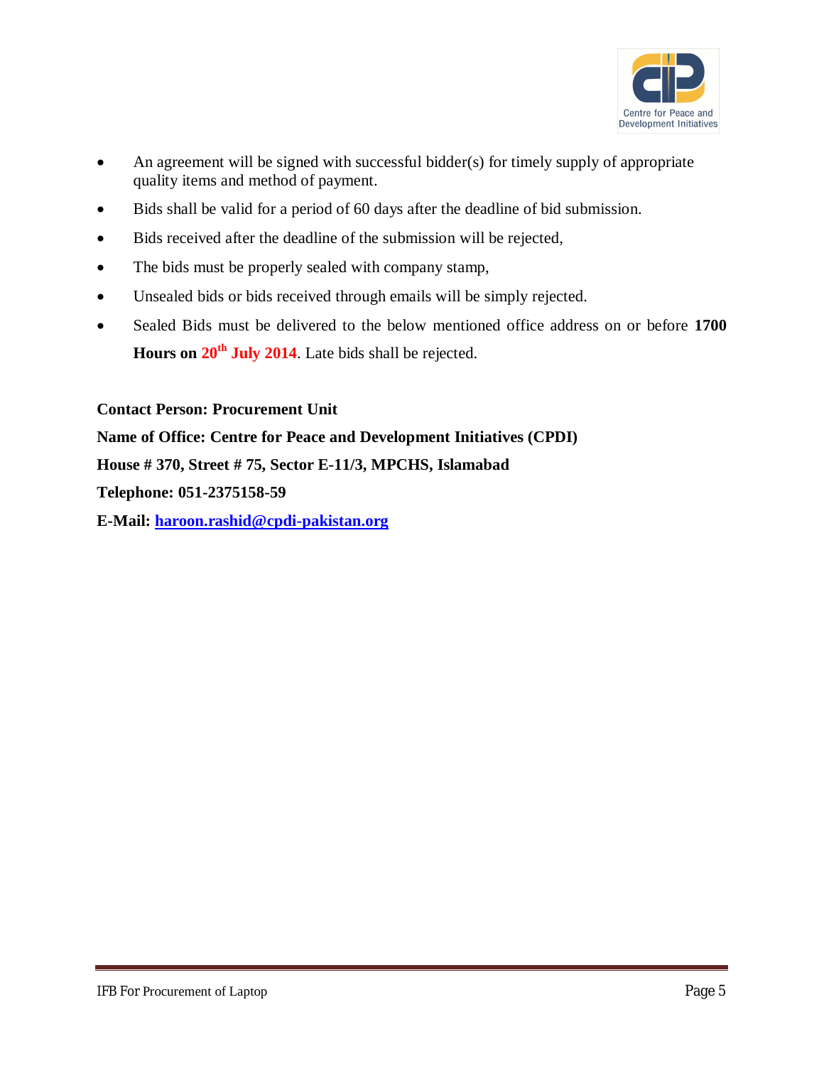- An agreement will be signed with successful bidder(s) for timely supply of appropriate quality items and method of payment.
- Bids shall be valid for a period of 60 days after the deadline of bid submission.
- Bids received after the deadline of the submission will be rejected,
- The bids must be properly sealed with company stamp,
- Unsealed bids or bids received through emails will be simply rejected.
- Sealed Bids must be delivered to the below mentioned office address on or before **1700 Hours on 20th July 2014**. Late bids shall be rejected.

**Contact Person: Procurement Unit**

**Name of Office: Centre for Peace and Development Initiatives (CPDI)**

**House # 370, Street # 75, Sector E-11/3, MPCHS, Islamabad**

**Telephone: 051-2375158-59**

**E-Mail: haroon.rashid@cpdi-pakistan.org**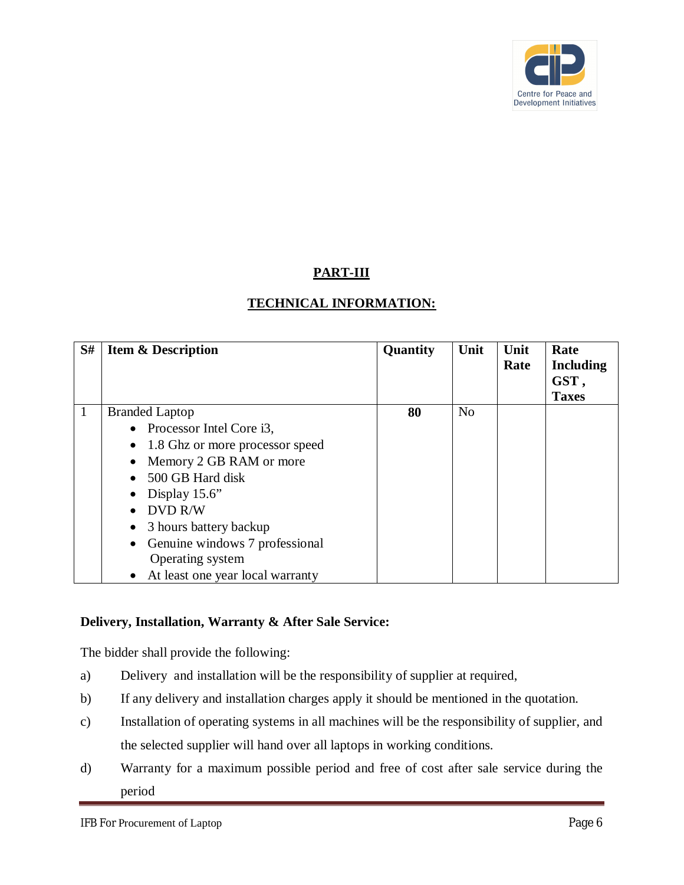## PART-III

## TECHNICAL INFORMATION:

| S# | Item & Description | Quantity | Unit | Unit Rate | Rate Including GST , Taxes |
|---|---|---|---|---|---|
| 1 | Branded Laptop<br>• Processor Intel Core i3,<br>• 1.8 Ghz or more processor speed<br>• Memory 2 GB RAM or more<br>• 500 GB Hard disk<br>• Display 15.6"<br>• DVD R/W<br>• 3 hours battery backup<br>• Genuine windows 7 professional Operating system<br>• At least one year local warranty | **80** | No | | |

**Delivery, Installation, Warranty & After Sale Service:**

The bidder shall provide the following:

a) Delivery and installation will be the responsibility of supplier at required,

b) If any delivery and installation charges apply it should be mentioned in the quotation.

c) Installation of operating systems in all machines will be the responsibility of supplier, and the selected supplier will hand over all laptops in working conditions.

d) Warranty for a maximum possible period and free of cost after sale service during the period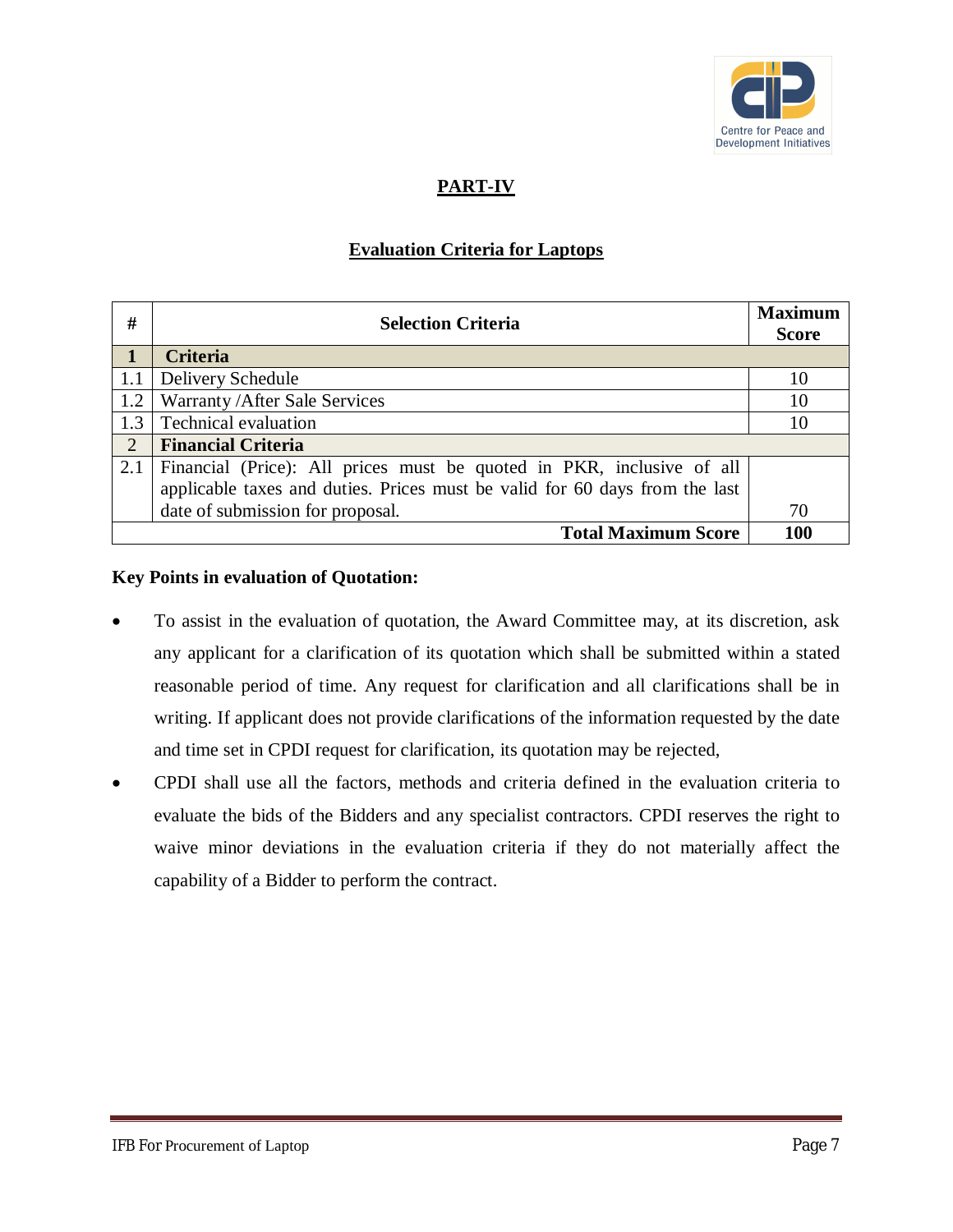## PART-IV

## Evaluation Criteria for Laptops

| # | Selection Criteria | Maximum Score |
|---|---|---|
| **1** | **Criteria** | |
| 1.1 | Delivery Schedule | 10 |
| 1.2 | Warranty /After Sale Services | 10 |
| 1.3 | Technical evaluation | 10 |
| 2 | **Financial Criteria** | |
| 2.1 | Financial (Price): All prices must be quoted in PKR, inclusive of all applicable taxes and duties. Prices must be valid for 60 days from the last date of submission for proposal. | 70 |
| | **Total Maximum Score** | **100** |

**Key Points in evaluation of Quotation:**

- To assist in the evaluation of quotation, the Award Committee may, at its discretion, ask any applicant for a clarification of its quotation which shall be submitted within a stated reasonable period of time. Any request for clarification and all clarifications shall be in writing. If applicant does not provide clarifications of the information requested by the date and time set in CPDI request for clarification, its quotation may be rejected,
- CPDI shall use all the factors, methods and criteria defined in the evaluation criteria to evaluate the bids of the Bidders and any specialist contractors. CPDI reserves the right to waive minor deviations in the evaluation criteria if they do not materially affect the capability of a Bidder to perform the contract.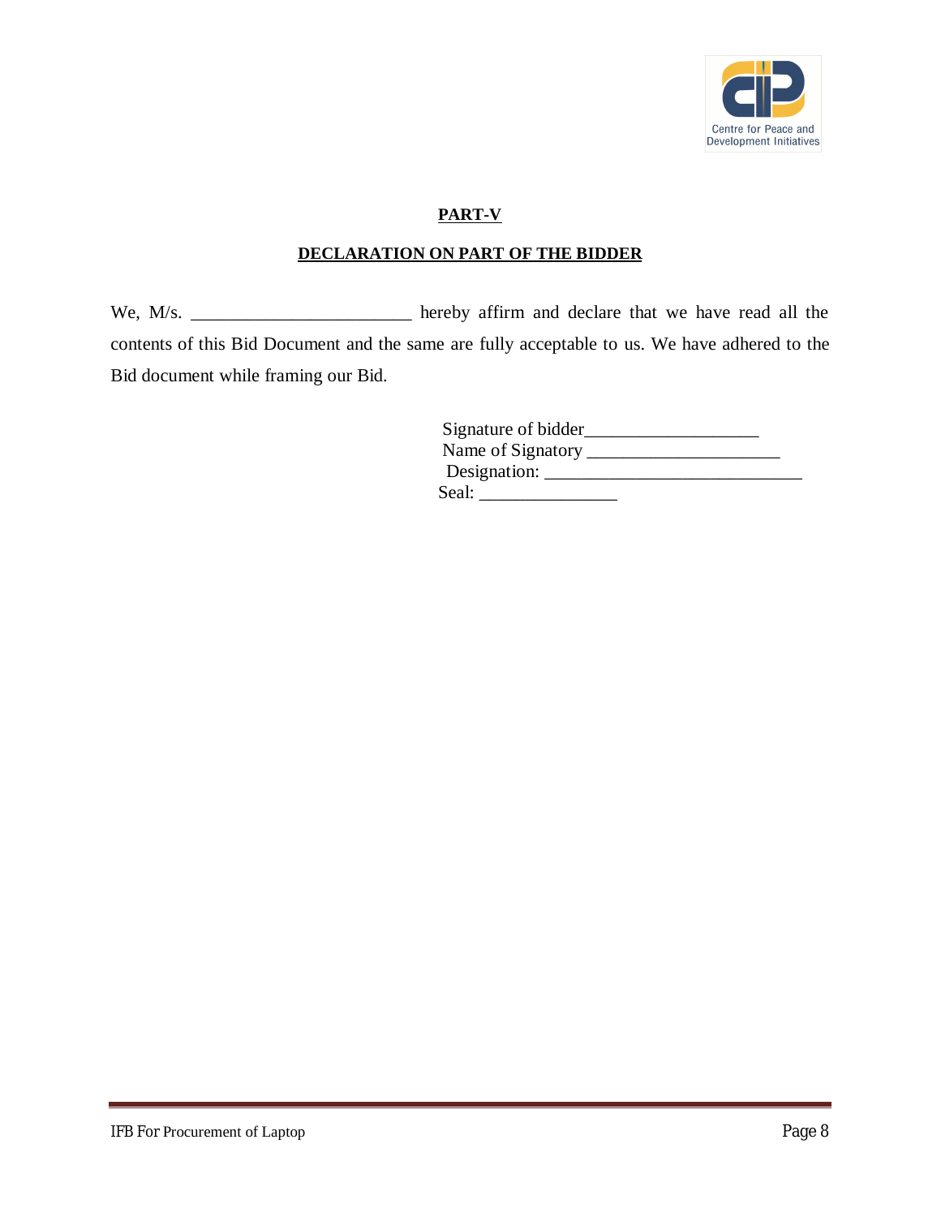## PART-V

## DECLARATION ON PART OF THE BIDDER

We, M/s. ________________________ hereby affirm and declare that we have read all the contents of this Bid Document and the same are fully acceptable to us. We have adhered to the Bid document while framing our Bid.

Signature of bidder___________________
Name of Signatory _____________________
Designation: ____________________________
Seal: _______________